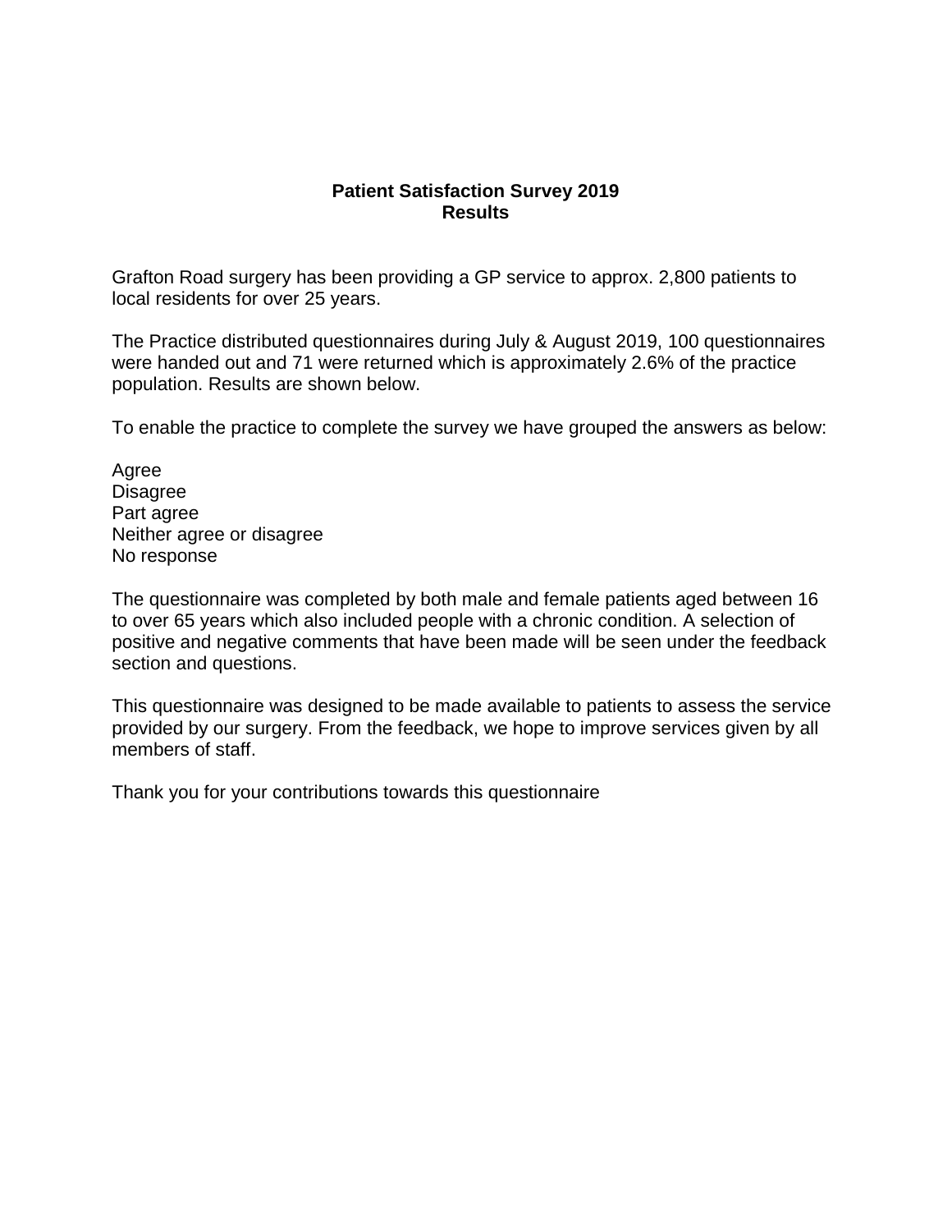# Patient Satisfaction Survey 2019
## Results

Grafton Road surgery has been providing a GP service to approx. 2,800 patients to local residents for over 25 years.

The Practice distributed questionnaires during July & August 2019, 100 questionnaires were handed out and 71 were returned which is approximately 2.6% of the practice population. Results are shown below.

To enable the practice to complete the survey we have grouped the answers as below:

Agree
Disagree
Part agree
Neither agree or disagree
No response

The questionnaire was completed by both male and female patients aged between 16 to over 65 years which also included people with a chronic condition. A selection of positive and negative comments that have been made will be seen under the feedback section and questions.

This questionnaire was designed to be made available to patients to assess the service provided by our surgery. From the feedback, we hope to improve services given by all members of staff.

Thank you for your contributions towards this questionnaire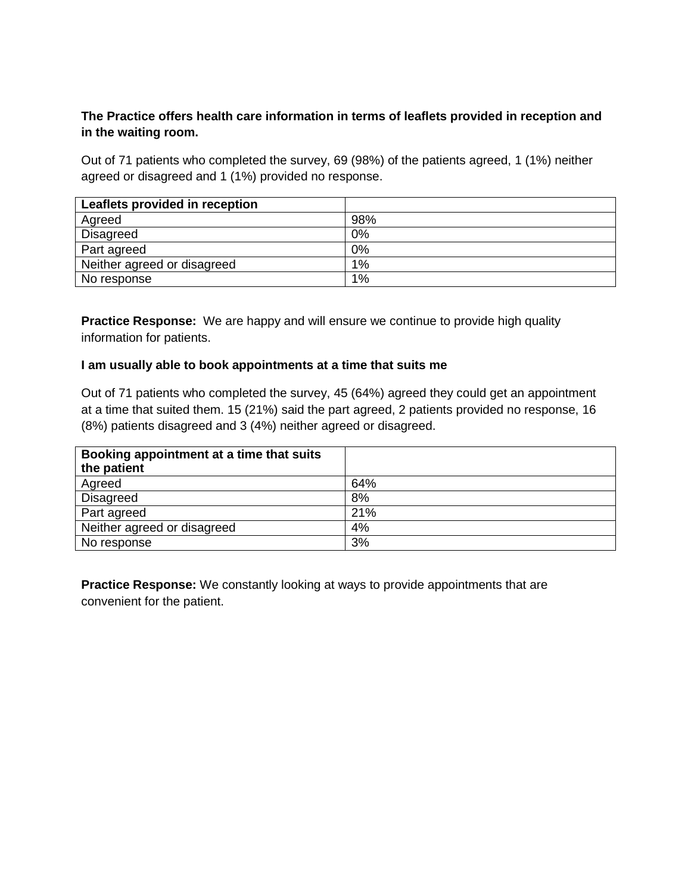**The Practice offers health care information in terms of leaflets provided in reception and in the waiting room.**

Out of 71 patients who completed the survey, 69 (98%) of the patients agreed, 1 (1%) neither agreed or disagreed and 1 (1%) provided no response.

| Leaflets provided in reception | |
|---|---|
| Agreed | 98% |
| Disagreed | 0% |
| Part agreed | 0% |
| Neither agreed or disagreed | 1% |
| No response | 1% |

**Practice Response:** We are happy and will ensure we continue to provide high quality information for patients.

**I am usually able to book appointments at a time that suits me**

Out of 71 patients who completed the survey, 45 (64%) agreed they could get an appointment at a time that suited them. 15 (21%) said the part agreed, 2 patients provided no response, 16 (8%) patients disagreed and 3 (4%) neither agreed or disagreed.

| Booking appointment at a time that suits the patient | |
|---|---|
| Agreed | 64% |
| Disagreed | 8% |
| Part agreed | 21% |
| Neither agreed or disagreed | 4% |
| No response | 3% |

**Practice Response:** We constantly looking at ways to provide appointments that are convenient for the patient.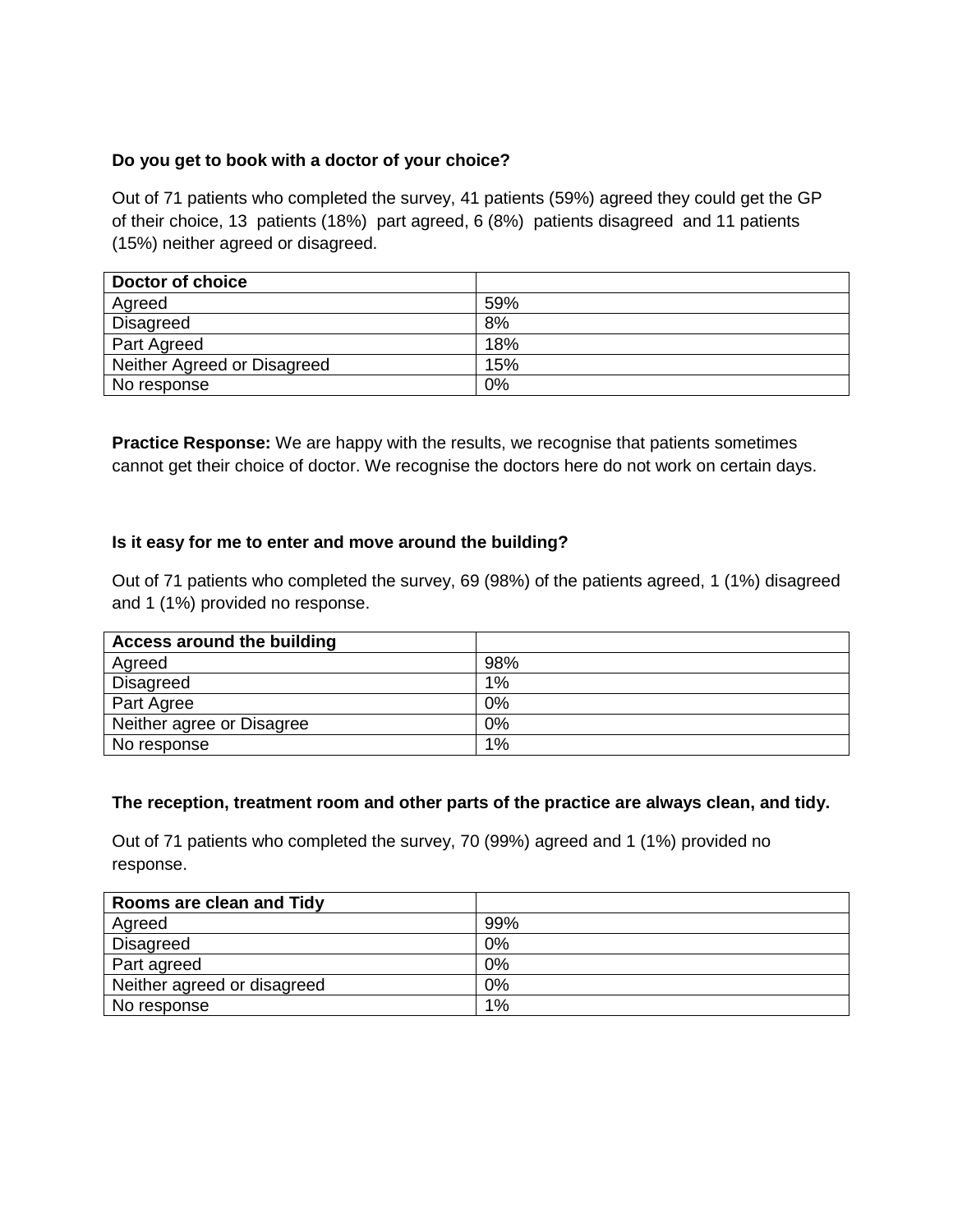**Do you get to book with a doctor of your choice?**

Out of 71 patients who completed the survey, 41 patients (59%) agreed they could get the GP of their choice, 13 patients (18%) part agreed, 6 (8%) patients disagreed and 11 patients (15%) neither agreed or disagreed.

| Doctor of choice | |
|---|---|
| Agreed | 59% |
| Disagreed | 8% |
| Part Agreed | 18% |
| Neither Agreed or Disagreed | 15% |
| No response | 0% |

**Practice Response:** We are happy with the results, we recognise that patients sometimes cannot get their choice of doctor. We recognise the doctors here do not work on certain days.

**Is it easy for me to enter and move around the building?**

Out of 71 patients who completed the survey, 69 (98%) of the patients agreed, 1 (1%) disagreed and 1 (1%) provided no response.

| Access around the building | |
|---|---|
| Agreed | 98% |
| Disagreed | 1% |
| Part Agree | 0% |
| Neither agree or Disagree | 0% |
| No response | 1% |

**The reception, treatment room and other parts of the practice are always clean, and tidy.**

Out of 71 patients who completed the survey, 70 (99%) agreed and 1 (1%) provided no response.

| Rooms are clean and Tidy | |
|---|---|
| Agreed | 99% |
| Disagreed | 0% |
| Part agreed | 0% |
| Neither agreed or disagreed | 0% |
| No response | 1% |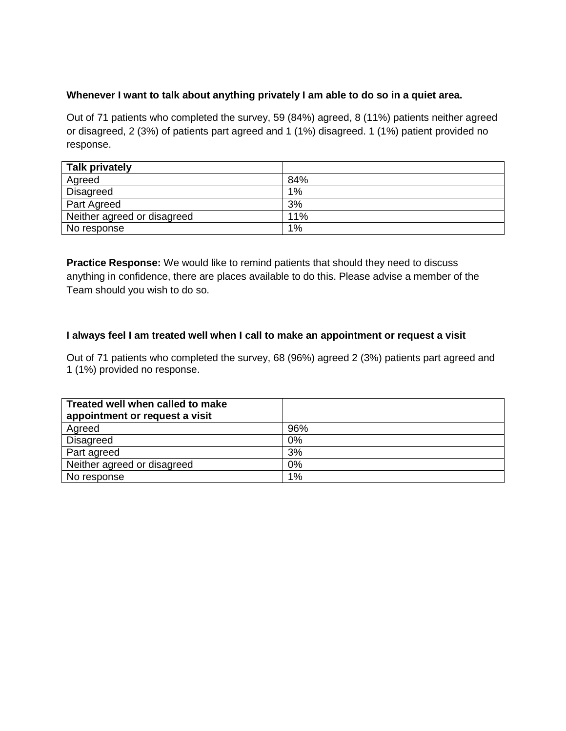**Whenever I want to talk about anything privately I am able to do so in a quiet area.**

Out of 71 patients who completed the survey, 59 (84%) agreed, 8 (11%) patients neither agreed or disagreed, 2 (3%) of patients part agreed and 1 (1%) disagreed. 1 (1%) patient provided no response.

| **Talk privately** | |
|---|---|
| Agreed | 84% |
| Disagreed | 1% |
| Part Agreed | 3% |
| Neither agreed or disagreed | 11% |
| No response | 1% |

**Practice Response:** We would like to remind patients that should they need to discuss anything in confidence, there are places available to do this. Please advise a member of the Team should you wish to do so.

**I always feel I am treated well when I call to make an appointment or request a visit**

Out of 71 patients who completed the survey, 68 (96%) agreed 2 (3%) patients part agreed and 1 (1%) provided no response.

| **Treated well when called to make appointment or request a visit** | |
|---|---|
| Agreed | 96% |
| Disagreed | 0% |
| Part agreed | 3% |
| Neither agreed or disagreed | 0% |
| No response | 1% |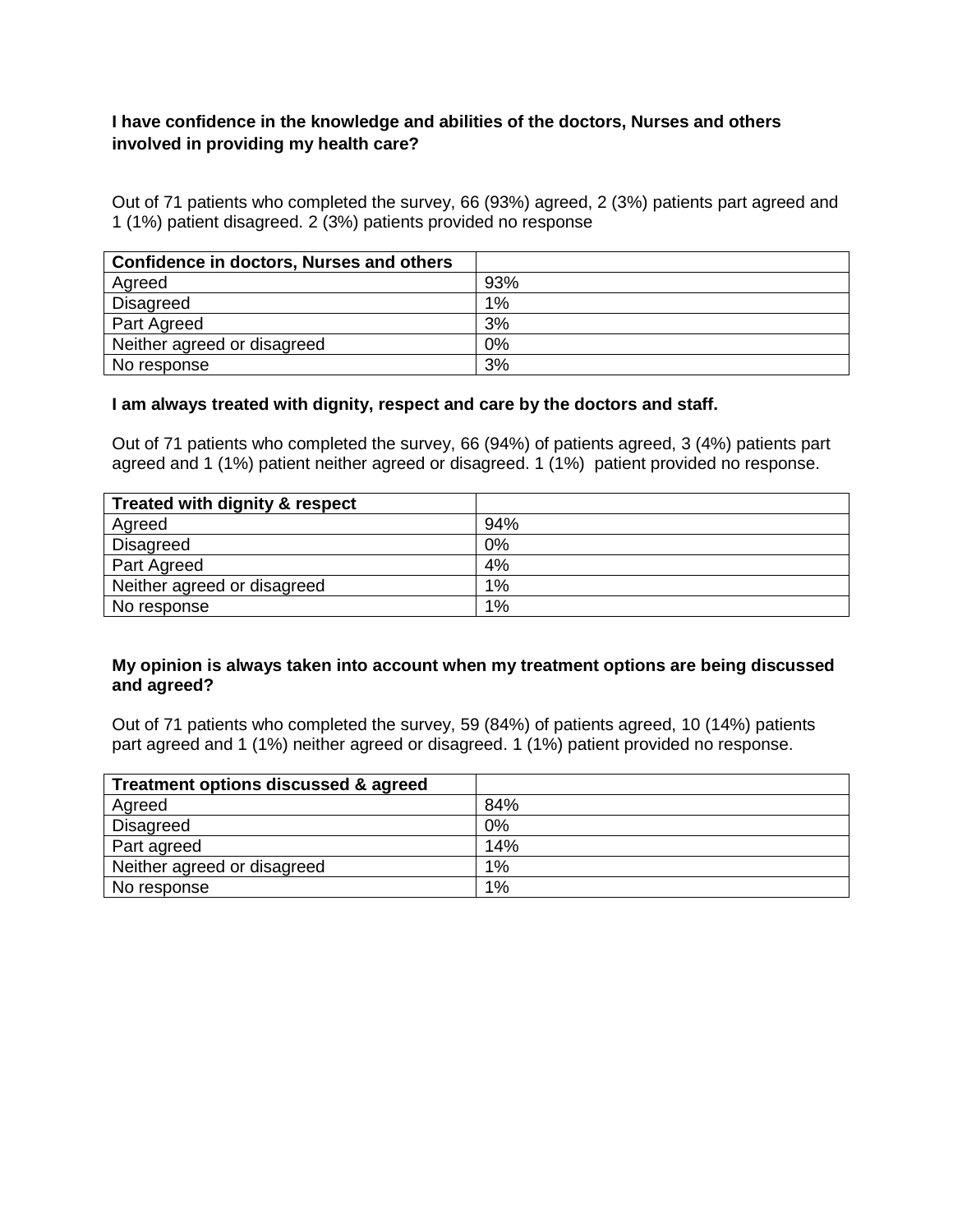**I have confidence in the knowledge and abilities of the doctors, Nurses and others involved in providing my health care?**

Out of 71 patients who completed the survey, 66 (93%) agreed, 2 (3%) patients part agreed and 1 (1%) patient disagreed. 2 (3%) patients provided no response

| **Confidence in doctors, Nurses and others** | |
|---|---|
| Agreed | 93% |
| Disagreed | 1% |
| Part Agreed | 3% |
| Neither agreed or disagreed | 0% |
| No response | 3% |

**I am always treated with dignity, respect and care by the doctors and staff.**

Out of 71 patients who completed the survey, 66 (94%) of patients agreed, 3 (4%) patients part agreed and 1 (1%) patient neither agreed or disagreed. 1 (1%) patient provided no response.

| **Treated with dignity & respect** | |
|---|---|
| Agreed | 94% |
| Disagreed | 0% |
| Part Agreed | 4% |
| Neither agreed or disagreed | 1% |
| No response | 1% |

**My opinion is always taken into account when my treatment options are being discussed and agreed?**

Out of 71 patients who completed the survey, 59 (84%) of patients agreed, 10 (14%) patients part agreed and 1 (1%) neither agreed or disagreed. 1 (1%) patient provided no response.

| **Treatment options discussed & agreed** | |
|---|---|
| Agreed | 84% |
| Disagreed | 0% |
| Part agreed | 14% |
| Neither agreed or disagreed | 1% |
| No response | 1% |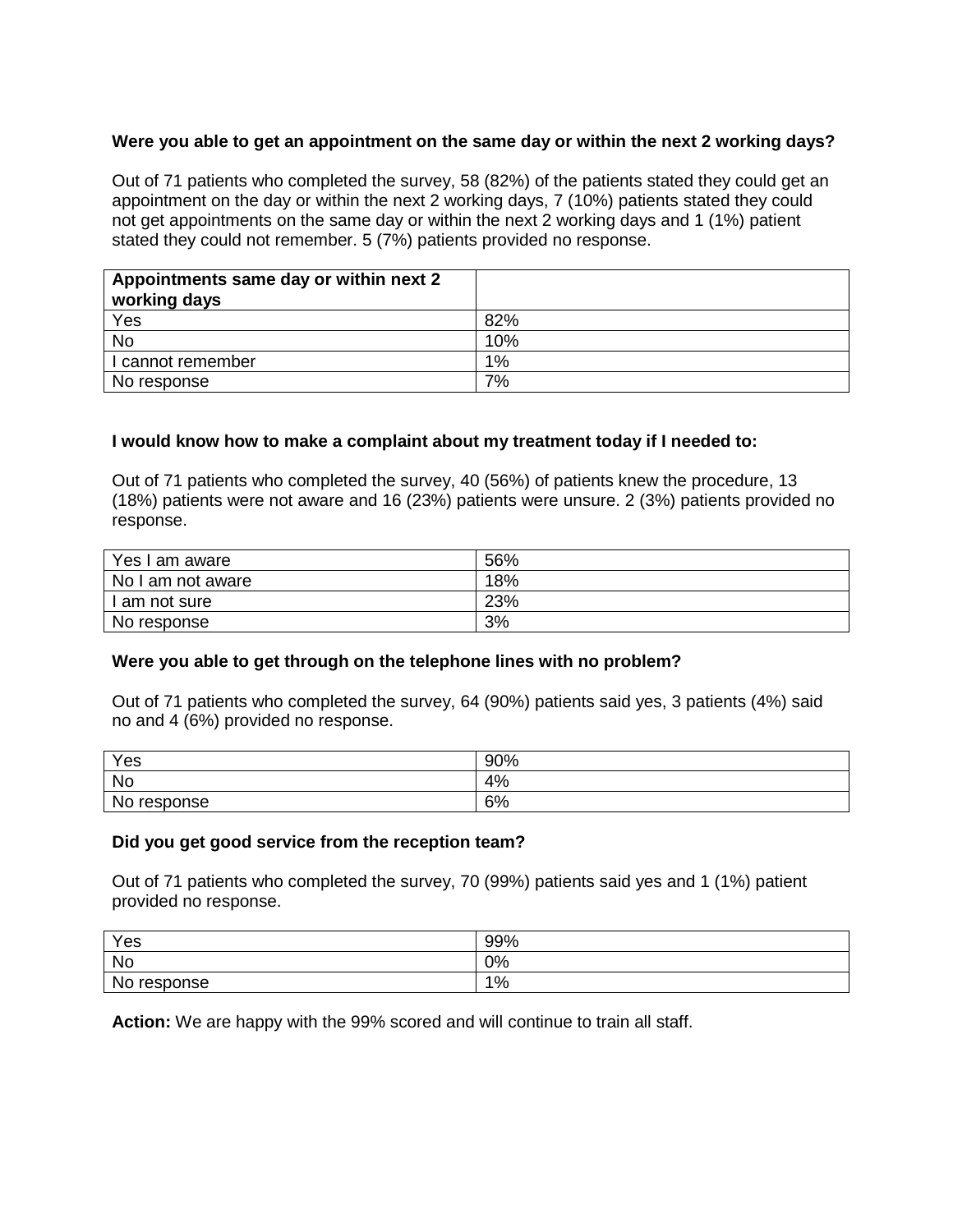**Were you able to get an appointment on the same day or within the next 2 working days?**

Out of 71 patients who completed the survey, 58 (82%) of the patients stated they could get an appointment on the day or within the next 2 working days, 7 (10%) patients stated they could not get appointments on the same day or within the next 2 working days and 1 (1%) patient stated they could not remember. 5 (7%) patients provided no response.

| **Appointments same day or within next 2 working days** | |
|---|---|
| Yes | 82% |
| No | 10% |
| I cannot remember | 1% |
| No response | 7% |

**I would know how to make a complaint about my treatment today if I needed to:**

Out of 71 patients who completed the survey, 40 (56%) of patients knew the procedure, 13 (18%) patients were not aware and 16 (23%) patients were unsure. 2 (3%) patients provided no response.

| | |
|---|---|
| Yes I am aware | 56% |
| No I am not aware | 18% |
| I am not sure | 23% |
| No response | 3% |

**Were you able to get through on the telephone lines with no problem?**

Out of 71 patients who completed the survey, 64 (90%) patients said yes, 3 patients (4%) said no and 4 (6%) provided no response.

| | |
|---|---|
| Yes | 90% |
| No | 4% |
| No response | 6% |

**Did you get good service from the reception team?**

Out of 71 patients who completed the survey, 70 (99%) patients said yes and 1 (1%) patient provided no response.

| | |
|---|---|
| Yes | 99% |
| No | 0% |
| No response | 1% |

**Action:** We are happy with the 99% scored and will continue to train all staff.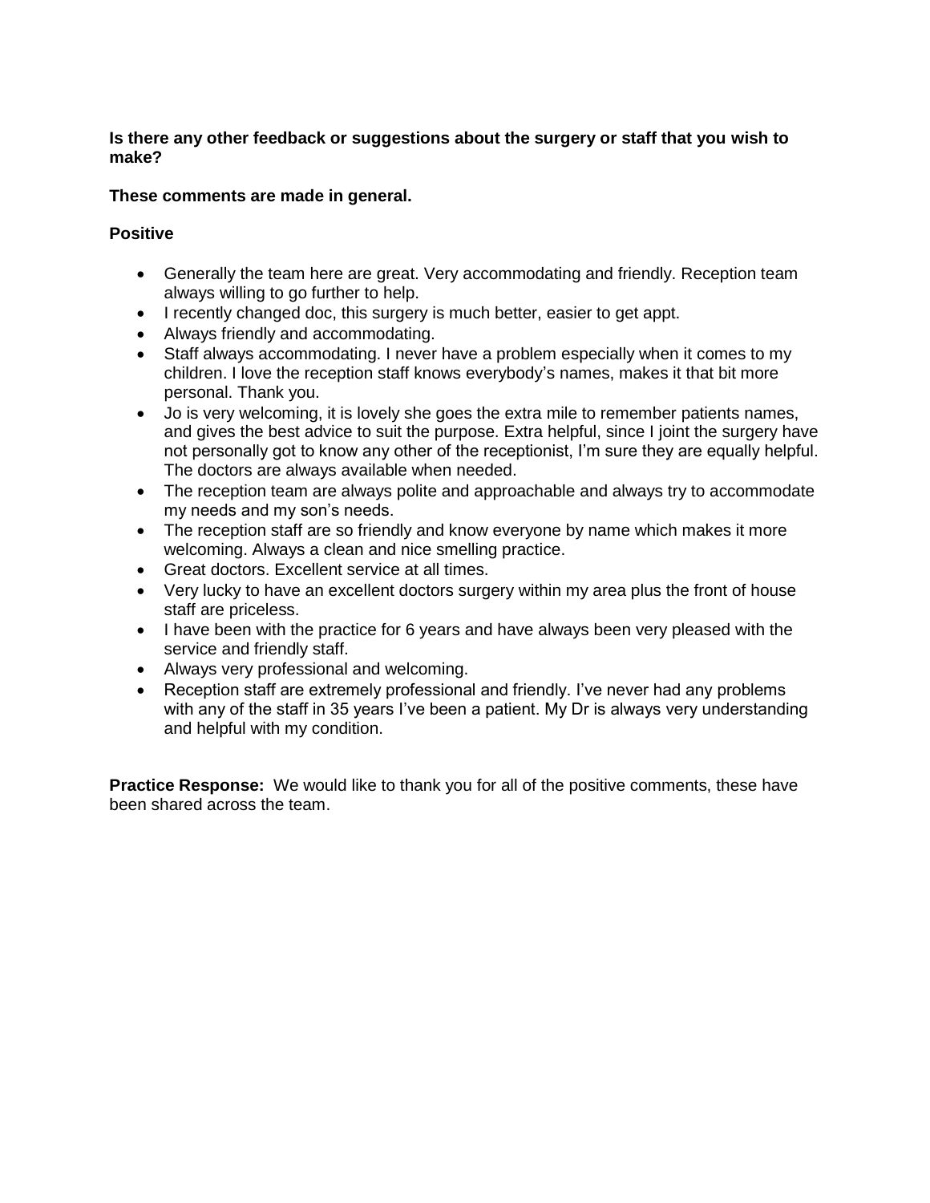**Is there any other feedback or suggestions about the surgery or staff that you wish to make?**

**These comments are made in general.**

**Positive**

- Generally the team here are great. Very accommodating and friendly. Reception team always willing to go further to help.
- I recently changed doc, this surgery is much better, easier to get appt.
- Always friendly and accommodating.
- Staff always accommodating. I never have a problem especially when it comes to my children. I love the reception staff knows everybody's names, makes it that bit more personal. Thank you.
- Jo is very welcoming, it is lovely she goes the extra mile to remember patients names, and gives the best advice to suit the purpose. Extra helpful, since I joint the surgery have not personally got to know any other of the receptionist, I'm sure they are equally helpful. The doctors are always available when needed.
- The reception team are always polite and approachable and always try to accommodate my needs and my son's needs.
- The reception staff are so friendly and know everyone by name which makes it more welcoming. Always a clean and nice smelling practice.
- Great doctors. Excellent service at all times.
- Very lucky to have an excellent doctors surgery within my area plus the front of house staff are priceless.
- I have been with the practice for 6 years and have always been very pleased with the service and friendly staff.
- Always very professional and welcoming.
- Reception staff are extremely professional and friendly. I've never had any problems with any of the staff in 35 years I've been a patient. My Dr is always very understanding and helpful with my condition.

**Practice Response:** We would like to thank you for all of the positive comments, these have been shared across the team.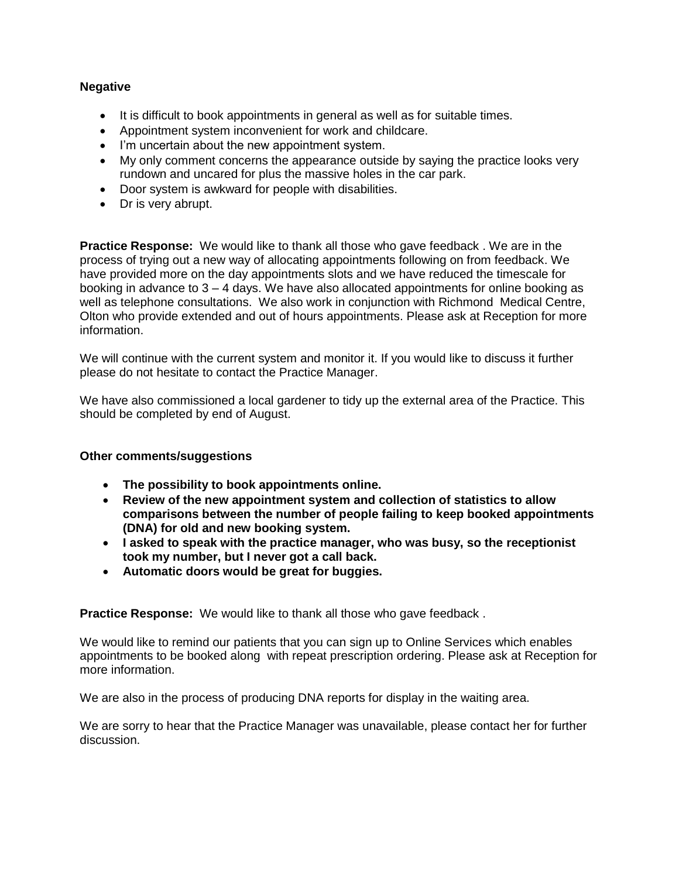**Negative**

- It is difficult to book appointments in general as well as for suitable times.
- Appointment system inconvenient for work and childcare.
- I'm uncertain about the new appointment system.
- My only comment concerns the appearance outside by saying the practice looks very rundown and uncared for plus the massive holes in the car park.
- Door system is awkward for people with disabilities.
- Dr is very abrupt.

**Practice Response:** We would like to thank all those who gave feedback . We are in the process of trying out a new way of allocating appointments following on from feedback. We have provided more on the day appointments slots and we have reduced the timescale for booking in advance to 3 – 4 days. We have also allocated appointments for online booking as well as telephone consultations. We also work in conjunction with Richmond Medical Centre, Olton who provide extended and out of hours appointments. Please ask at Reception for more information.

We will continue with the current system and monitor it. If you would like to discuss it further please do not hesitate to contact the Practice Manager.

We have also commissioned a local gardener to tidy up the external area of the Practice. This should be completed by end of August.

**Other comments/suggestions**

- **The possibility to book appointments online.**
- **Review of the new appointment system and collection of statistics to allow comparisons between the number of people failing to keep booked appointments (DNA) for old and new booking system.**
- **I asked to speak with the practice manager, who was busy, so the receptionist took my number, but I never got a call back.**
- **Automatic doors would be great for buggies.**

**Practice Response:** We would like to thank all those who gave feedback .

We would like to remind our patients that you can sign up to Online Services which enables appointments to be booked along with repeat prescription ordering. Please ask at Reception for more information.

We are also in the process of producing DNA reports for display in the waiting area.

We are sorry to hear that the Practice Manager was unavailable, please contact her for further discussion.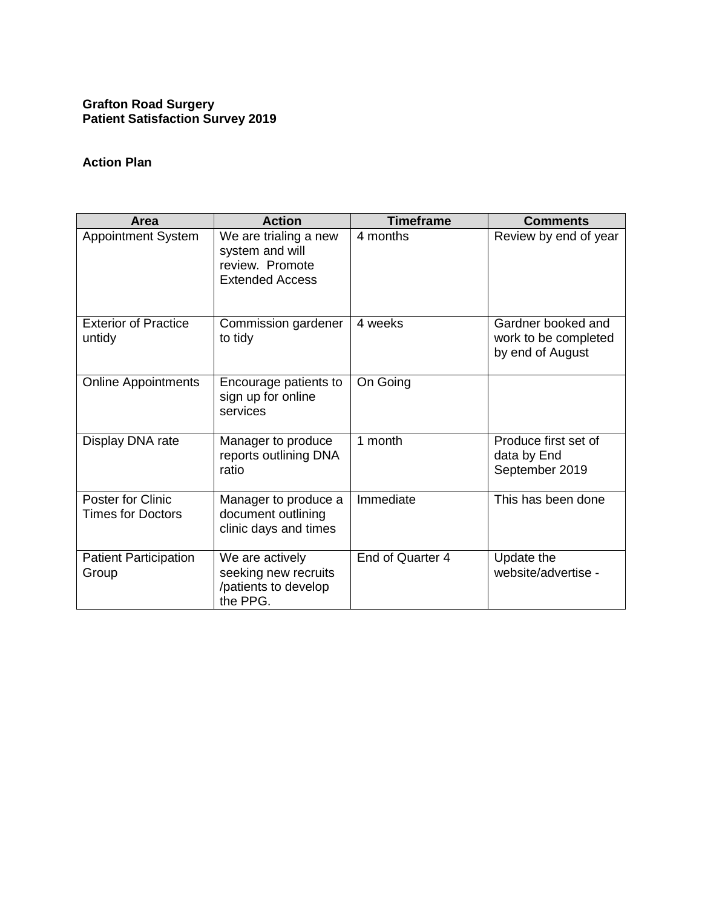**Grafton Road Surgery**
**Patient Satisfaction Survey 2019**

**Action Plan**

| Area | Action | Timeframe | Comments |
|---|---|---|---|
| Appointment System | We are trialing a new system and will review. Promote Extended Access | 4 months | Review by end of year |
| Exterior of Practice untidy | Commission gardener to tidy | 4 weeks | Gardner booked and work to be completed by end of August |
| Online Appointments | Encourage patients to sign up for online services | On Going | |
| Display DNA rate | Manager to produce reports outlining DNA ratio | 1 month | Produce first set of data by End September 2019 |
| Poster for Clinic Times for Doctors | Manager to produce a document outlining clinic days and times | Immediate | This has been done |
| Patient Participation Group | We are actively seeking new recruits /patients to develop the PPG. | End of Quarter 4 | Update the website/advertise - |